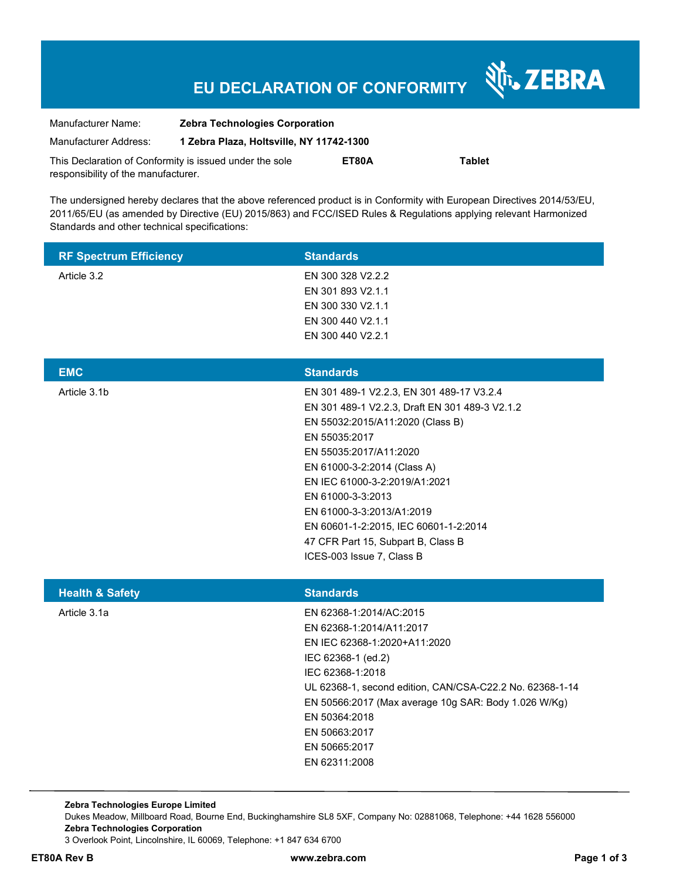# EU DECLARATION OF CONFORMITY

ZEBRA

Manufacturer Name: **Zebra Technologies Corporation**

Manufacturer Address: **1 Zebra Plaza, Holtsville, NY 11742-1300**

This Declaration of Conformity is issued under the sole responsibility of the manufacturer. **ET80A** **Tablet**

The undersigned hereby declares that the above referenced product is in Conformity with European Directives 2014/53/EU, 2011/65/EU (as amended by Directive (EU) 2015/863) and FCC/ISED Rules & Regulations applying relevant Harmonized Standards and other technical specifications:

| RF Spectrum Efficiency | Standards |
|---|---|
| Article 3.2 | EN 300 328 V2.2.2<br>EN 301 893 V2.1.1<br>EN 300 330 V2.1.1<br>EN 300 440 V2.1.1<br>EN 300 440 V2.2.1 |

| EMC | Standards |
|---|---|
| Article 3.1b | EN 301 489-1 V2.2.3, EN 301 489-17 V3.2.4<br>EN 301 489-1 V2.2.3, Draft EN 301 489-3 V2.1.2<br>EN 55032:2015/A11:2020 (Class B)<br>EN 55035:2017<br>EN 55035:2017/A11:2020<br>EN 61000-3-2:2014 (Class A)<br>EN IEC 61000-3-2:2019/A1:2021<br>EN 61000-3-3:2013<br>EN 61000-3-3:2013/A1:2019<br>EN 60601-1-2:2015, IEC 60601-1-2:2014<br>47 CFR Part 15, Subpart B, Class B<br>ICES-003 Issue 7, Class B |

| Health & Safety | Standards |
|---|---|
| Article 3.1a | EN 62368-1:2014/AC:2015<br>EN 62368-1:2014/A11:2017<br>EN IEC 62368-1:2020+A11:2020<br>IEC 62368-1 (ed.2)<br>IEC 62368-1:2018<br>UL 62368-1, second edition, CAN/CSA-C22.2 No. 62368-1-14<br>EN 50566:2017 (Max average 10g SAR: Body 1.026 W/Kg)<br>EN 50364:2018<br>EN 50663:2017<br>EN 50665:2017<br>EN 62311:2008 |

**Zebra Technologies Europe Limited**
Dukes Meadow, Millboard Road, Bourne End, Buckinghamshire SL8 5XF, Company No: 02881068, Telephone: +44 1628 556000
**Zebra Technologies Corporation**
3 Overlook Point, Lincolnshire, IL 60069, Telephone: +1 847 634 6700

**ET80A Rev B** **www.zebra.com**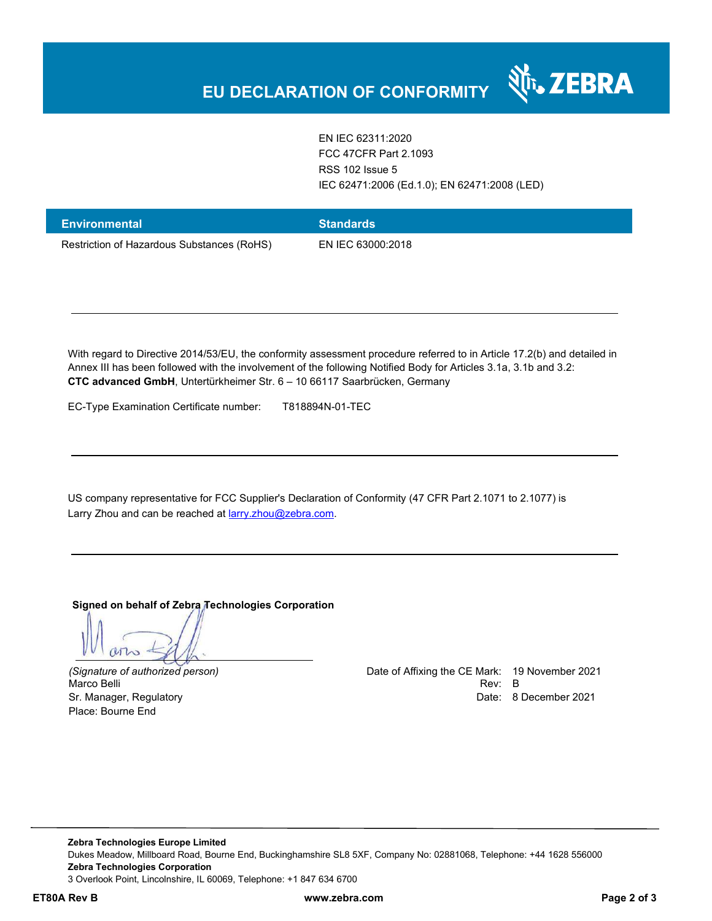# EU DECLARATION OF CONFORMITY

| | |
|---|---|
| | EN IEC 62311:2020 |
| | FCC 47CFR Part 2.1093 |
| | RSS 102 Issue 5 |
| | IEC 62471:2006 (Ed.1.0); EN 62471:2008 (LED) |

| Environmental | Standards |
|---|---|
| Restriction of Hazardous Substances (RoHS) | EN IEC 63000:2018 |

---

With regard to Directive 2014/53/EU, the conformity assessment procedure referred to in Article 17.2(b) and detailed in Annex III has been followed with the involvement of the following Notified Body for Articles 3.1a, 3.1b and 3.2:
**CTC advanced GmbH**, Untertürkheimer Str. 6 – 10 66117 Saarbrücken, Germany

EC-Type Examination Certificate number: T818894N-01-TEC

---

US company representative for FCC Supplier's Declaration of Conformity (47 CFR Part 2.1071 to 2.1077) is Larry Zhou and can be reached at larry.zhou@zebra.com.

---

**Signed on behalf of Zebra Technologies Corporation**

*(Signature of authorized person)*
Marco Belli
Sr. Manager, Regulatory
Place: Bourne End

Date of Affixing the CE Mark: 19 November 2021
Rev: B
Date: 8 December 2021

**Zebra Technologies Europe Limited**
Dukes Meadow, Millboard Road, Bourne End, Buckinghamshire SL8 5XF, Company No: 02881068, Telephone: +44 1628 556000
**Zebra Technologies Corporation**
3 Overlook Point, Lincolnshire, IL 60069, Telephone: +1 847 634 6700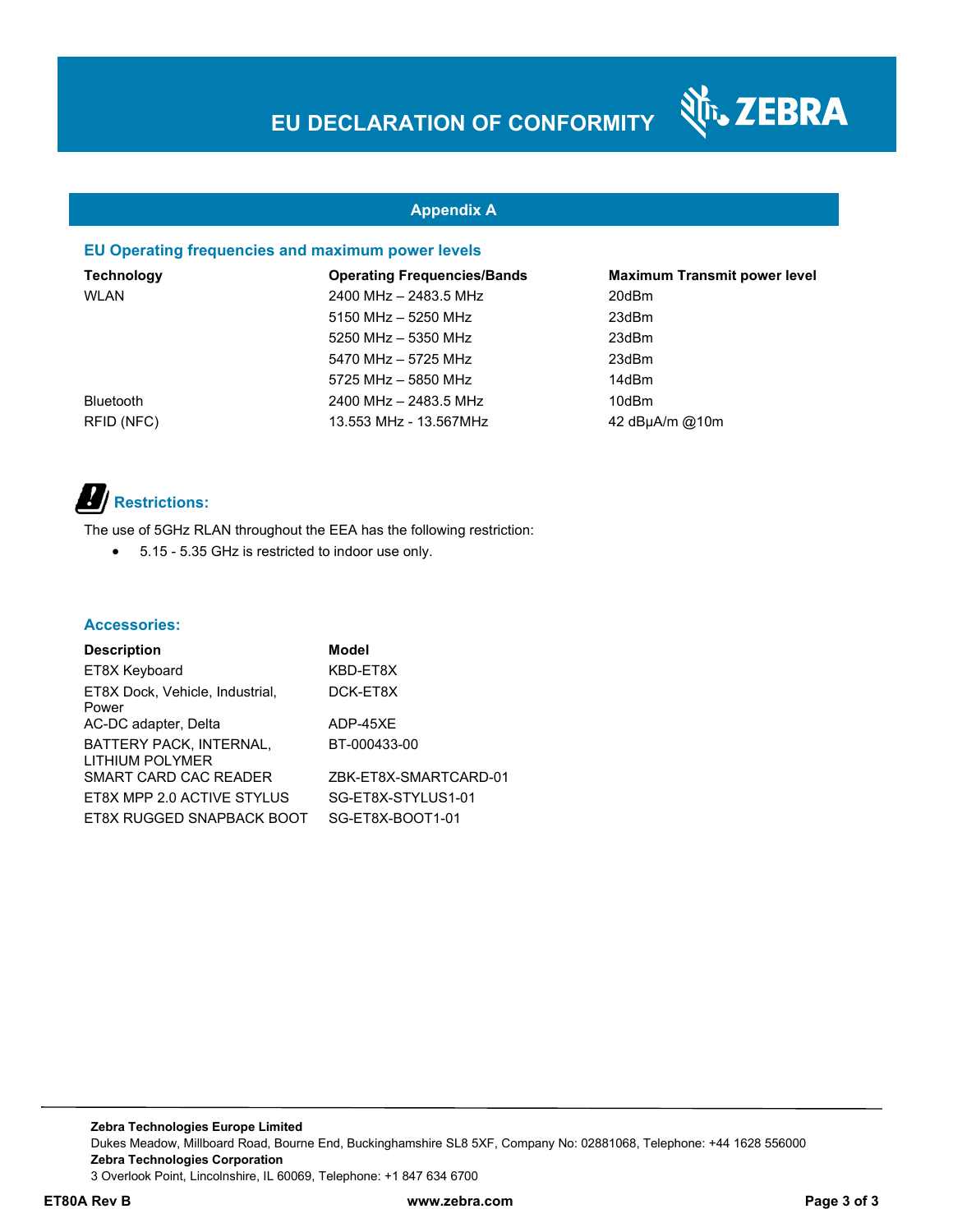# EU DECLARATION OF CONFORMITY

## Appendix A

### EU Operating frequencies and maximum power levels

| Technology | Operating Frequencies/Bands | Maximum Transmit power level |
|---|---|---|
| WLAN | 2400 MHz – 2483.5 MHz | 20dBm |
| | 5150 MHz – 5250 MHz | 23dBm |
| | 5250 MHz – 5350 MHz | 23dBm |
| | 5470 MHz – 5725 MHz | 23dBm |
| | 5725 MHz – 5850 MHz | 14dBm |
| Bluetooth | 2400 MHz – 2483.5 MHz | 10dBm |
| RFID (NFC) | 13.553 MHz - 13.567MHz | 42 dBµA/m @10m |

### Restrictions:

The use of 5GHz RLAN throughout the EEA has the following restriction:

- 5.15 - 5.35 GHz is restricted to indoor use only.

### Accessories:

| Description | Model |
|---|---|
| ET8X Keyboard | KBD-ET8X |
| ET8X Dock, Vehicle, Industrial, Power | DCK-ET8X |
| AC-DC adapter, Delta | ADP-45XE |
| BATTERY PACK, INTERNAL, LITHIUM POLYMER | BT-000433-00 |
| SMART CARD CAC READER | ZBK-ET8X-SMARTCARD-01 |
| ET8X MPP 2.0 ACTIVE STYLUS | SG-ET8X-STYLUS1-01 |
| ET8X RUGGED SNAPBACK BOOT | SG-ET8X-BOOT1-01 |

**Zebra Technologies Europe Limited**
Dukes Meadow, Millboard Road, Bourne End, Buckinghamshire SL8 5XF, Company No: 02881068, Telephone: +44 1628 556000
**Zebra Technologies Corporation**
3 Overlook Point, Lincolnshire, IL 60069, Telephone: +1 847 634 6700

**ET80A Rev B** **www.zebra.com**